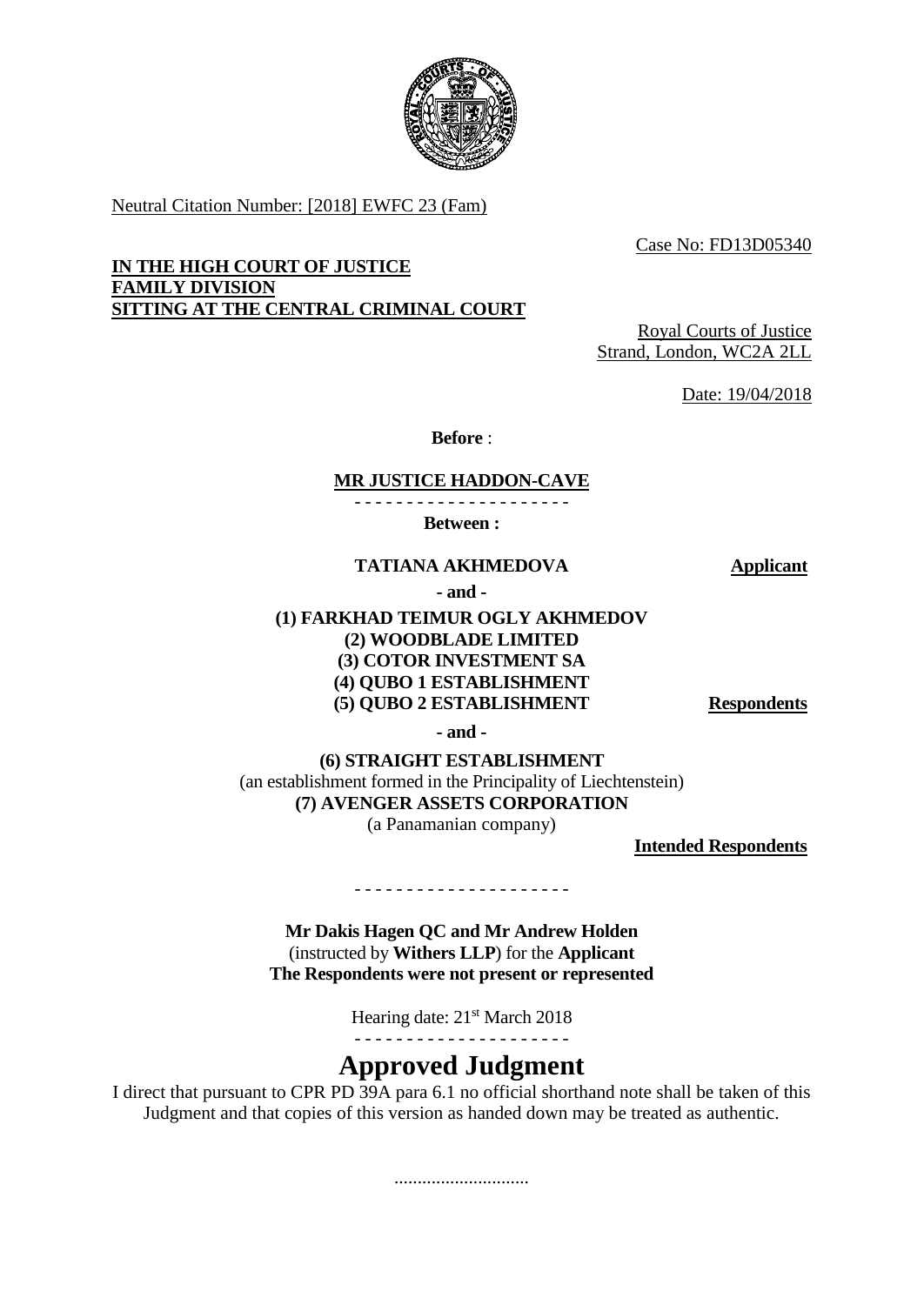Neutral Citation Number: [2018] EWFC 23 (Fam)

Case No: FD13D05340

**IN THE HIGH COURT OF JUSTICE**
**FAMILY DIVISION**
**SITTING AT THE CENTRAL CRIMINAL COURT**

Royal Courts of Justice
Strand, London, WC2A 2LL

Date: 19/04/2018

**Before** :

**MR JUSTICE HADDON-CAVE**

- - - - - - - - - - - - - - - - - - - - -

**Between :**

**TATIANA AKHMEDOVA** **Applicant**

**- and -**

**(1) FARKHAD TEIMUR OGLY AKHMEDOV**
**(2) WOODBLADE LIMITED**
**(3) COTOR INVESTMENT SA**
**(4) QUBO 1 ESTABLISHMENT**
**(5) QUBO 2 ESTABLISHMENT** **Respondents**

**- and -**

**(6) STRAIGHT ESTABLISHMENT**
(an establishment formed in the Principality of Liechtenstein)
**(7) AVENGER ASSETS CORPORATION**
(a Panamanian company)

**Intended Respondents**

- - - - - - - - - - - - - - - - - - - - -

**Mr Dakis Hagen QC and Mr Andrew Holden**
(instructed by **Withers LLP**) for the **Applicant**
**The Respondents were not present or represented**

Hearing date: 21st March 2018

- - - - - - - - - - - - - - - - - - - - -

# Approved Judgment

I direct that pursuant to CPR PD 39A para 6.1 no official shorthand note shall be taken of this Judgment and that copies of this version as handed down may be treated as authentic.

.............................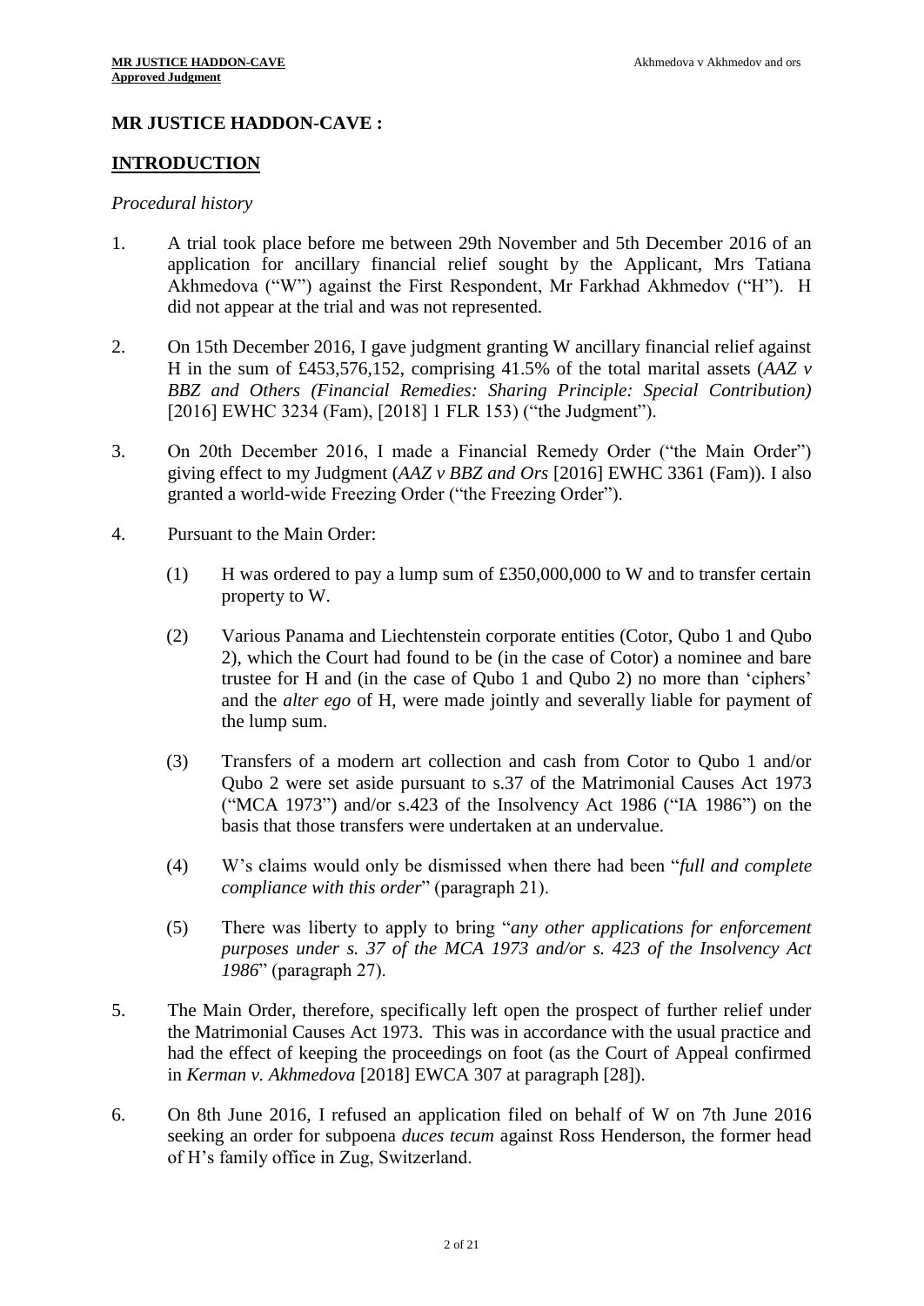## MR JUSTICE HADDON-CAVE :

## INTRODUCTION

*Procedural history*

1. A trial took place before me between 29th November and 5th December 2016 of an application for ancillary financial relief sought by the Applicant, Mrs Tatiana Akhmedova ("W") against the First Respondent, Mr Farkhad Akhmedov ("H"). H did not appear at the trial and was not represented.

2. On 15th December 2016, I gave judgment granting W ancillary financial relief against H in the sum of £453,576,152, comprising 41.5% of the total marital assets (*AAZ v BBZ and Others (Financial Remedies: Sharing Principle: Special Contribution)* [2016] EWHC 3234 (Fam), [2018] 1 FLR 153) ("the Judgment").

3. On 20th December 2016, I made a Financial Remedy Order ("the Main Order") giving effect to my Judgment (*AAZ v BBZ and Ors* [2016] EWHC 3361 (Fam)). I also granted a world-wide Freezing Order ("the Freezing Order").

4. Pursuant to the Main Order:

   (1) H was ordered to pay a lump sum of £350,000,000 to W and to transfer certain property to W.

   (2) Various Panama and Liechtenstein corporate entities (Cotor, Qubo 1 and Qubo 2), which the Court had found to be (in the case of Cotor) a nominee and bare trustee for H and (in the case of Qubo 1 and Qubo 2) no more than 'ciphers' and the *alter ego* of H, were made jointly and severally liable for payment of the lump sum.

   (3) Transfers of a modern art collection and cash from Cotor to Qubo 1 and/or Qubo 2 were set aside pursuant to s.37 of the Matrimonial Causes Act 1973 ("MCA 1973") and/or s.423 of the Insolvency Act 1986 ("IA 1986") on the basis that those transfers were undertaken at an undervalue.

   (4) W's claims would only be dismissed when there had been "*full and complete compliance with this order*" (paragraph 21).

   (5) There was liberty to apply to bring "*any other applications for enforcement purposes under s. 37 of the MCA 1973 and/or s. 423 of the Insolvency Act 1986*" (paragraph 27).

5. The Main Order, therefore, specifically left open the prospect of further relief under the Matrimonial Causes Act 1973. This was in accordance with the usual practice and had the effect of keeping the proceedings on foot (as the Court of Appeal confirmed in *Kerman v. Akhmedova* [2018] EWCA 307 at paragraph [28]).

6. On 8th June 2016, I refused an application filed on behalf of W on 7th June 2016 seeking an order for subpoena *duces tecum* against Ross Henderson, the former head of H's family office in Zug, Switzerland.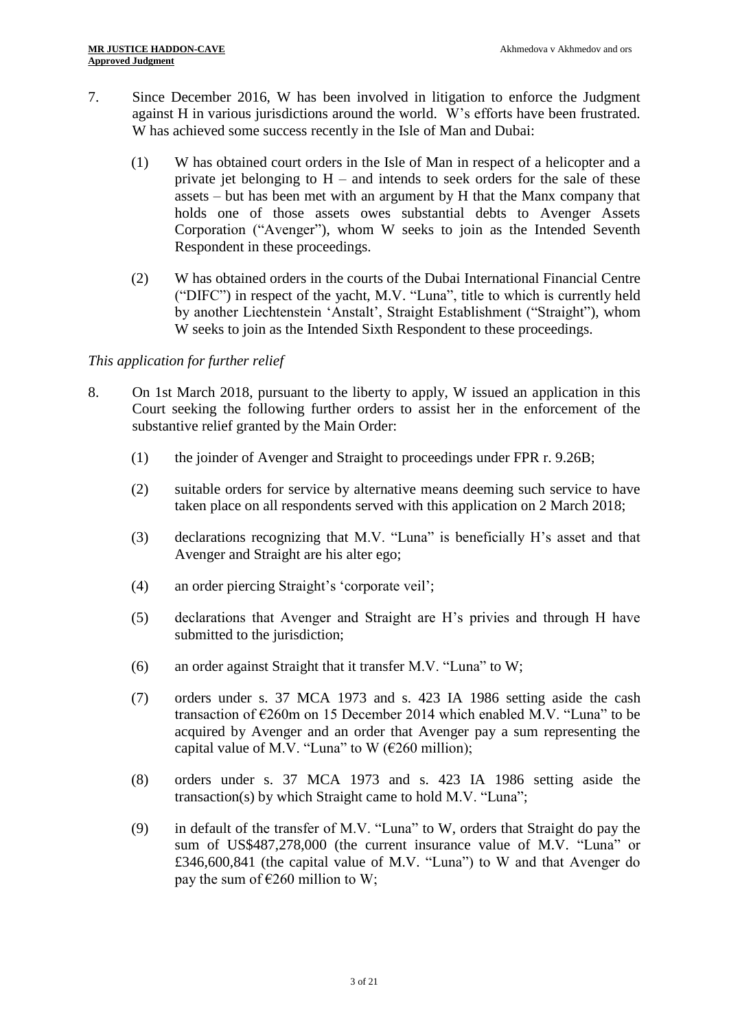7. Since December 2016, W has been involved in litigation to enforce the Judgment against H in various jurisdictions around the world. W's efforts have been frustrated. W has achieved some success recently in the Isle of Man and Dubai:

   (1) W has obtained court orders in the Isle of Man in respect of a helicopter and a private jet belonging to H – and intends to seek orders for the sale of these assets – but has been met with an argument by H that the Manx company that holds one of those assets owes substantial debts to Avenger Assets Corporation ("Avenger"), whom W seeks to join as the Intended Seventh Respondent in these proceedings.

   (2) W has obtained orders in the courts of the Dubai International Financial Centre ("DIFC") in respect of the yacht, M.V. "Luna", title to which is currently held by another Liechtenstein 'Anstalt', Straight Establishment ("Straight"), whom W seeks to join as the Intended Sixth Respondent to these proceedings.

*This application for further relief*

8. On 1st March 2018, pursuant to the liberty to apply, W issued an application in this Court seeking the following further orders to assist her in the enforcement of the substantive relief granted by the Main Order:

   (1) the joinder of Avenger and Straight to proceedings under FPR r. 9.26B;

   (2) suitable orders for service by alternative means deeming such service to have taken place on all respondents served with this application on 2 March 2018;

   (3) declarations recognizing that M.V. "Luna" is beneficially H's asset and that Avenger and Straight are his alter ego;

   (4) an order piercing Straight's 'corporate veil';

   (5) declarations that Avenger and Straight are H's privies and through H have submitted to the jurisdiction;

   (6) an order against Straight that it transfer M.V. "Luna" to W;

   (7) orders under s. 37 MCA 1973 and s. 423 IA 1986 setting aside the cash transaction of €260m on 15 December 2014 which enabled M.V. "Luna" to be acquired by Avenger and an order that Avenger pay a sum representing the capital value of M.V. "Luna" to W (€260 million);

   (8) orders under s. 37 MCA 1973 and s. 423 IA 1986 setting aside the transaction(s) by which Straight came to hold M.V. "Luna";

   (9) in default of the transfer of M.V. "Luna" to W, orders that Straight do pay the sum of US$487,278,000 (the current insurance value of M.V. "Luna" or £346,600,841 (the capital value of M.V. "Luna") to W and that Avenger do pay the sum of €260 million to W;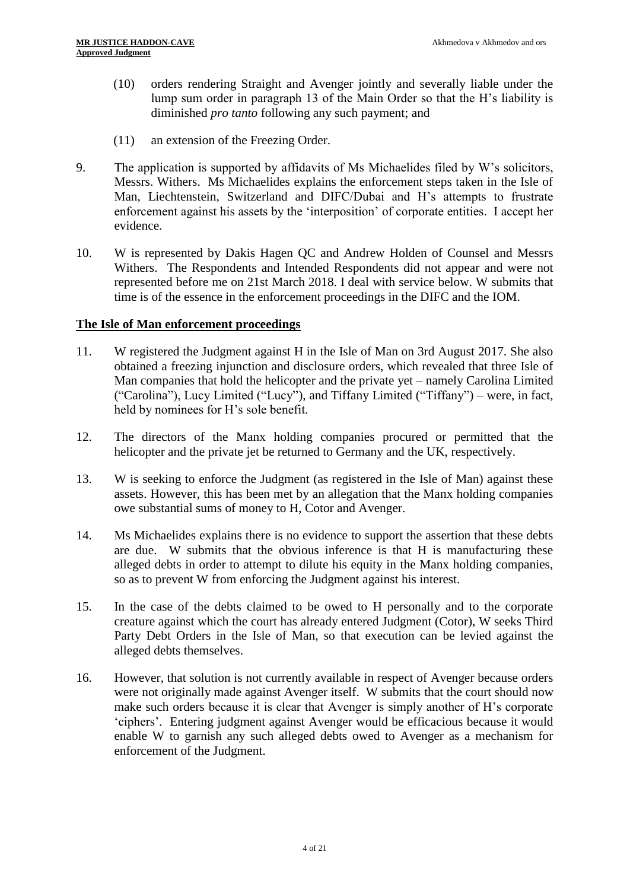(10) orders rendering Straight and Avenger jointly and severally liable under the lump sum order in paragraph 13 of the Main Order so that the H's liability is diminished *pro tanto* following any such payment; and

(11) an extension of the Freezing Order.

9. The application is supported by affidavits of Ms Michaelides filed by W's solicitors, Messrs. Withers. Ms Michaelides explains the enforcement steps taken in the Isle of Man, Liechtenstein, Switzerland and DIFC/Dubai and H's attempts to frustrate enforcement against his assets by the 'interposition' of corporate entities. I accept her evidence.

10. W is represented by Dakis Hagen QC and Andrew Holden of Counsel and Messrs Withers. The Respondents and Intended Respondents did not appear and were not represented before me on 21st March 2018. I deal with service below. W submits that time is of the essence in the enforcement proceedings in the DIFC and the IOM.

## The Isle of Man enforcement proceedings

11. W registered the Judgment against H in the Isle of Man on 3rd August 2017. She also obtained a freezing injunction and disclosure orders, which revealed that three Isle of Man companies that hold the helicopter and the private yet – namely Carolina Limited ("Carolina"), Lucy Limited ("Lucy"), and Tiffany Limited ("Tiffany") – were, in fact, held by nominees for H's sole benefit.

12. The directors of the Manx holding companies procured or permitted that the helicopter and the private jet be returned to Germany and the UK, respectively.

13. W is seeking to enforce the Judgment (as registered in the Isle of Man) against these assets. However, this has been met by an allegation that the Manx holding companies owe substantial sums of money to H, Cotor and Avenger.

14. Ms Michaelides explains there is no evidence to support the assertion that these debts are due. W submits that the obvious inference is that H is manufacturing these alleged debts in order to attempt to dilute his equity in the Manx holding companies, so as to prevent W from enforcing the Judgment against his interest.

15. In the case of the debts claimed to be owed to H personally and to the corporate creature against which the court has already entered Judgment (Cotor), W seeks Third Party Debt Orders in the Isle of Man, so that execution can be levied against the alleged debts themselves.

16. However, that solution is not currently available in respect of Avenger because orders were not originally made against Avenger itself. W submits that the court should now make such orders because it is clear that Avenger is simply another of H's corporate 'ciphers'. Entering judgment against Avenger would be efficacious because it would enable W to garnish any such alleged debts owed to Avenger as a mechanism for enforcement of the Judgment.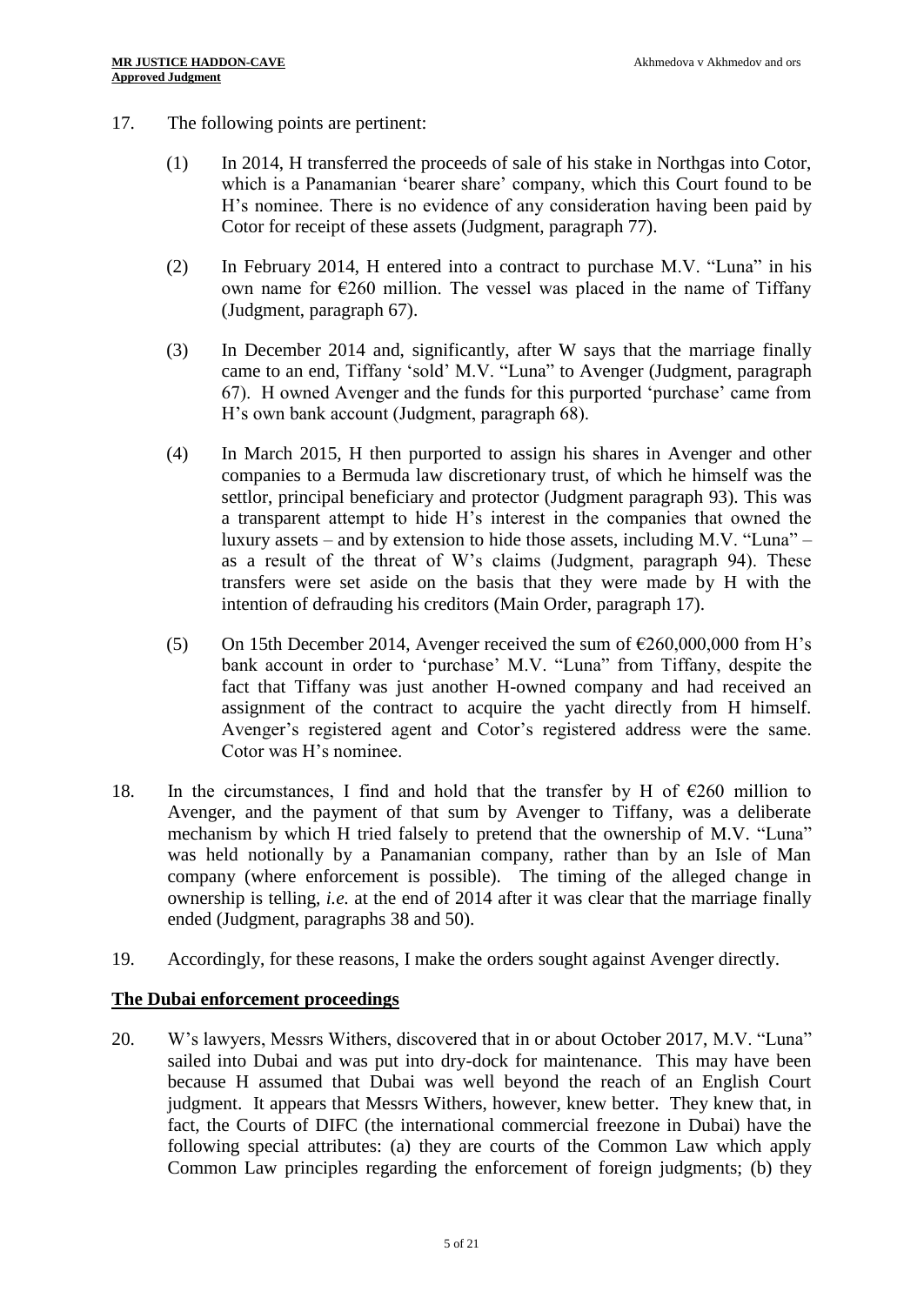17. The following points are pertinent:

    (1) In 2014, H transferred the proceeds of sale of his stake in Northgas into Cotor, which is a Panamanian 'bearer share' company, which this Court found to be H's nominee. There is no evidence of any consideration having been paid by Cotor for receipt of these assets (Judgment, paragraph 77).

    (2) In February 2014, H entered into a contract to purchase M.V. "Luna" in his own name for €260 million. The vessel was placed in the name of Tiffany (Judgment, paragraph 67).

    (3) In December 2014 and, significantly, after W says that the marriage finally came to an end, Tiffany 'sold' M.V. "Luna" to Avenger (Judgment, paragraph 67). H owned Avenger and the funds for this purported 'purchase' came from H's own bank account (Judgment, paragraph 68).

    (4) In March 2015, H then purported to assign his shares in Avenger and other companies to a Bermuda law discretionary trust, of which he himself was the settlor, principal beneficiary and protector (Judgment paragraph 93). This was a transparent attempt to hide H's interest in the companies that owned the luxury assets – and by extension to hide those assets, including M.V. "Luna" – as a result of the threat of W's claims (Judgment, paragraph 94). These transfers were set aside on the basis that they were made by H with the intention of defrauding his creditors (Main Order, paragraph 17).

    (5) On 15th December 2014, Avenger received the sum of €260,000,000 from H's bank account in order to 'purchase' M.V. "Luna" from Tiffany, despite the fact that Tiffany was just another H-owned company and had received an assignment of the contract to acquire the yacht directly from H himself. Avenger's registered agent and Cotor's registered address were the same. Cotor was H's nominee.

18. In the circumstances, I find and hold that the transfer by H of €260 million to Avenger, and the payment of that sum by Avenger to Tiffany, was a deliberate mechanism by which H tried falsely to pretend that the ownership of M.V. "Luna" was held notionally by a Panamanian company, rather than by an Isle of Man company (where enforcement is possible). The timing of the alleged change in ownership is telling, *i.e.* at the end of 2014 after it was clear that the marriage finally ended (Judgment, paragraphs 38 and 50).

19. Accordingly, for these reasons, I make the orders sought against Avenger directly.

## The Dubai enforcement proceedings

20. W's lawyers, Messrs Withers, discovered that in or about October 2017, M.V. "Luna" sailed into Dubai and was put into dry-dock for maintenance. This may have been because H assumed that Dubai was well beyond the reach of an English Court judgment. It appears that Messrs Withers, however, knew better. They knew that, in fact, the Courts of DIFC (the international commercial freezone in Dubai) have the following special attributes: (a) they are courts of the Common Law which apply Common Law principles regarding the enforcement of foreign judgments; (b) they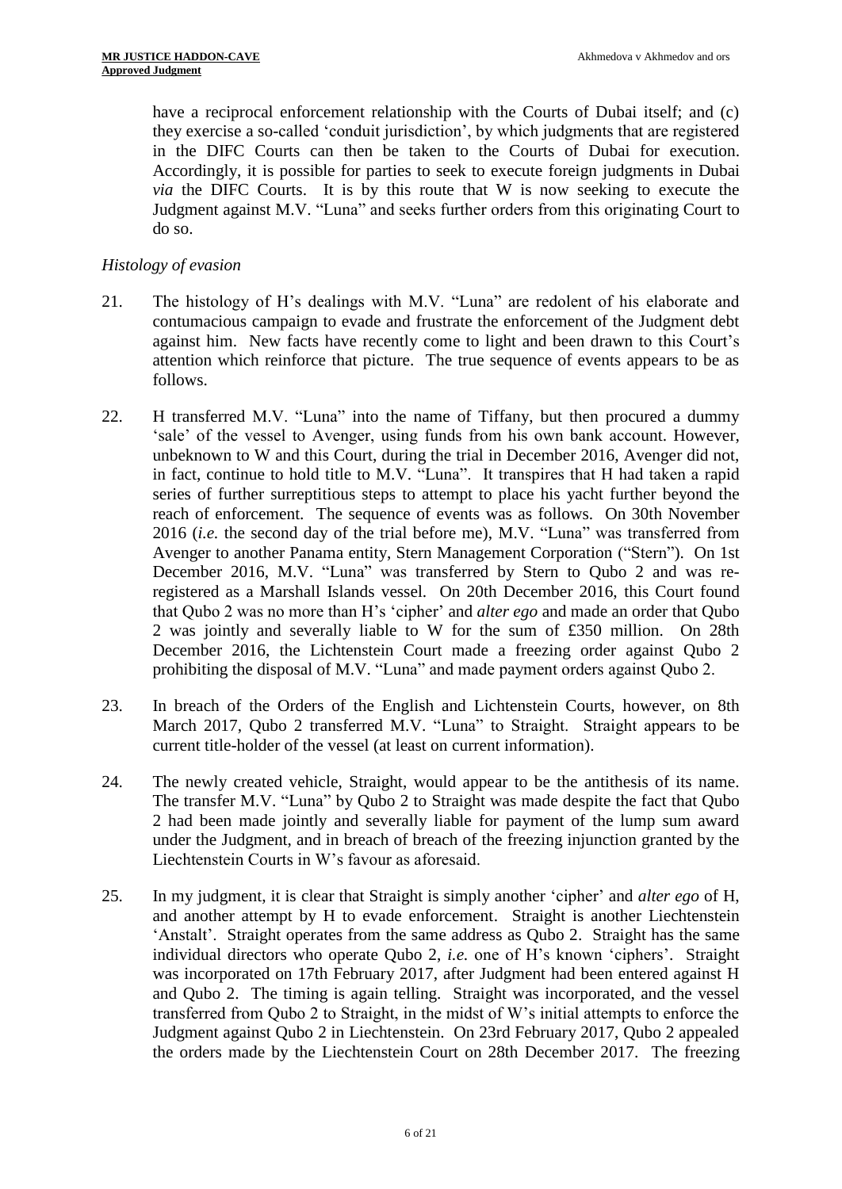have a reciprocal enforcement relationship with the Courts of Dubai itself; and (c) they exercise a so-called 'conduit jurisdiction', by which judgments that are registered in the DIFC Courts can then be taken to the Courts of Dubai for execution. Accordingly, it is possible for parties to seek to execute foreign judgments in Dubai *via* the DIFC Courts. It is by this route that W is now seeking to execute the Judgment against M.V. "Luna" and seeks further orders from this originating Court to do so.

*Histology of evasion*

21. The histology of H's dealings with M.V. "Luna" are redolent of his elaborate and contumacious campaign to evade and frustrate the enforcement of the Judgment debt against him. New facts have recently come to light and been drawn to this Court's attention which reinforce that picture. The true sequence of events appears to be as follows.

22. H transferred M.V. "Luna" into the name of Tiffany, but then procured a dummy 'sale' of the vessel to Avenger, using funds from his own bank account. However, unbeknown to W and this Court, during the trial in December 2016, Avenger did not, in fact, continue to hold title to M.V. "Luna". It transpires that H had taken a rapid series of further surreptitious steps to attempt to place his yacht further beyond the reach of enforcement. The sequence of events was as follows. On 30th November 2016 (*i.e.* the second day of the trial before me), M.V. "Luna" was transferred from Avenger to another Panama entity, Stern Management Corporation ("Stern"). On 1st December 2016, M.V. "Luna" was transferred by Stern to Qubo 2 and was re-registered as a Marshall Islands vessel. On 20th December 2016, this Court found that Qubo 2 was no more than H's 'cipher' and *alter ego* and made an order that Qubo 2 was jointly and severally liable to W for the sum of £350 million. On 28th December 2016, the Lichtenstein Court made a freezing order against Qubo 2 prohibiting the disposal of M.V. "Luna" and made payment orders against Qubo 2.

23. In breach of the Orders of the English and Lichtenstein Courts, however, on 8th March 2017, Qubo 2 transferred M.V. "Luna" to Straight. Straight appears to be current title-holder of the vessel (at least on current information).

24. The newly created vehicle, Straight, would appear to be the antithesis of its name. The transfer M.V. "Luna" by Qubo 2 to Straight was made despite the fact that Qubo 2 had been made jointly and severally liable for payment of the lump sum award under the Judgment, and in breach of breach of the freezing injunction granted by the Liechtenstein Courts in W's favour as aforesaid.

25. In my judgment, it is clear that Straight is simply another 'cipher' and *alter ego* of H, and another attempt by H to evade enforcement. Straight is another Liechtenstein 'Anstalt'. Straight operates from the same address as Qubo 2. Straight has the same individual directors who operate Qubo 2, *i.e.* one of H's known 'ciphers'. Straight was incorporated on 17th February 2017, after Judgment had been entered against H and Qubo 2. The timing is again telling. Straight was incorporated, and the vessel transferred from Qubo 2 to Straight, in the midst of W's initial attempts to enforce the Judgment against Qubo 2 in Liechtenstein. On 23rd February 2017, Qubo 2 appealed the orders made by the Liechtenstein Court on 28th December 2017. The freezing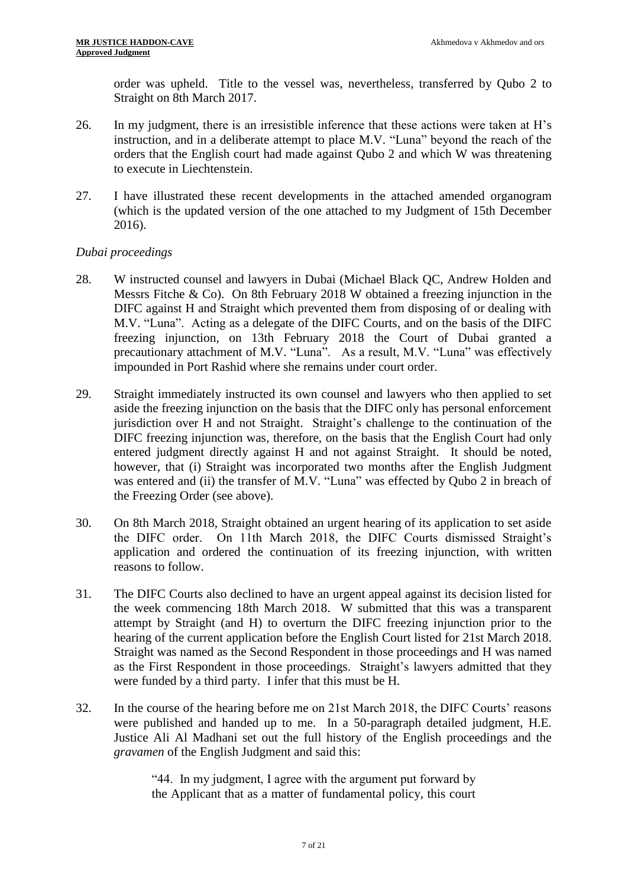order was upheld. Title to the vessel was, nevertheless, transferred by Qubo 2 to Straight on 8th March 2017.

26. In my judgment, there is an irresistible inference that these actions were taken at H's instruction, and in a deliberate attempt to place M.V. "Luna" beyond the reach of the orders that the English court had made against Qubo 2 and which W was threatening to execute in Liechtenstein.

27. I have illustrated these recent developments in the attached amended organogram (which is the updated version of the one attached to my Judgment of 15th December 2016).

*Dubai proceedings*

28. W instructed counsel and lawyers in Dubai (Michael Black QC, Andrew Holden and Messrs Fitche & Co). On 8th February 2018 W obtained a freezing injunction in the DIFC against H and Straight which prevented them from disposing of or dealing with M.V. "Luna". Acting as a delegate of the DIFC Courts, and on the basis of the DIFC freezing injunction, on 13th February 2018 the Court of Dubai granted a precautionary attachment of M.V. "Luna". As a result, M.V. "Luna" was effectively impounded in Port Rashid where she remains under court order.

29. Straight immediately instructed its own counsel and lawyers who then applied to set aside the freezing injunction on the basis that the DIFC only has personal enforcement jurisdiction over H and not Straight. Straight's challenge to the continuation of the DIFC freezing injunction was, therefore, on the basis that the English Court had only entered judgment directly against H and not against Straight. It should be noted, however, that (i) Straight was incorporated two months after the English Judgment was entered and (ii) the transfer of M.V. "Luna" was effected by Qubo 2 in breach of the Freezing Order (see above).

30. On 8th March 2018, Straight obtained an urgent hearing of its application to set aside the DIFC order. On 11th March 2018, the DIFC Courts dismissed Straight's application and ordered the continuation of its freezing injunction, with written reasons to follow.

31. The DIFC Courts also declined to have an urgent appeal against its decision listed for the week commencing 18th March 2018. W submitted that this was a transparent attempt by Straight (and H) to overturn the DIFC freezing injunction prior to the hearing of the current application before the English Court listed for 21st March 2018. Straight was named as the Second Respondent in those proceedings and H was named as the First Respondent in those proceedings. Straight's lawyers admitted that they were funded by a third party. I infer that this must be H.

32. In the course of the hearing before me on 21st March 2018, the DIFC Courts' reasons were published and handed up to me. In a 50-paragraph detailed judgment, H.E. Justice Ali Al Madhani set out the full history of the English proceedings and the *gravamen* of the English Judgment and said this:

> "44. In my judgment, I agree with the argument put forward by the Applicant that as a matter of fundamental policy, this court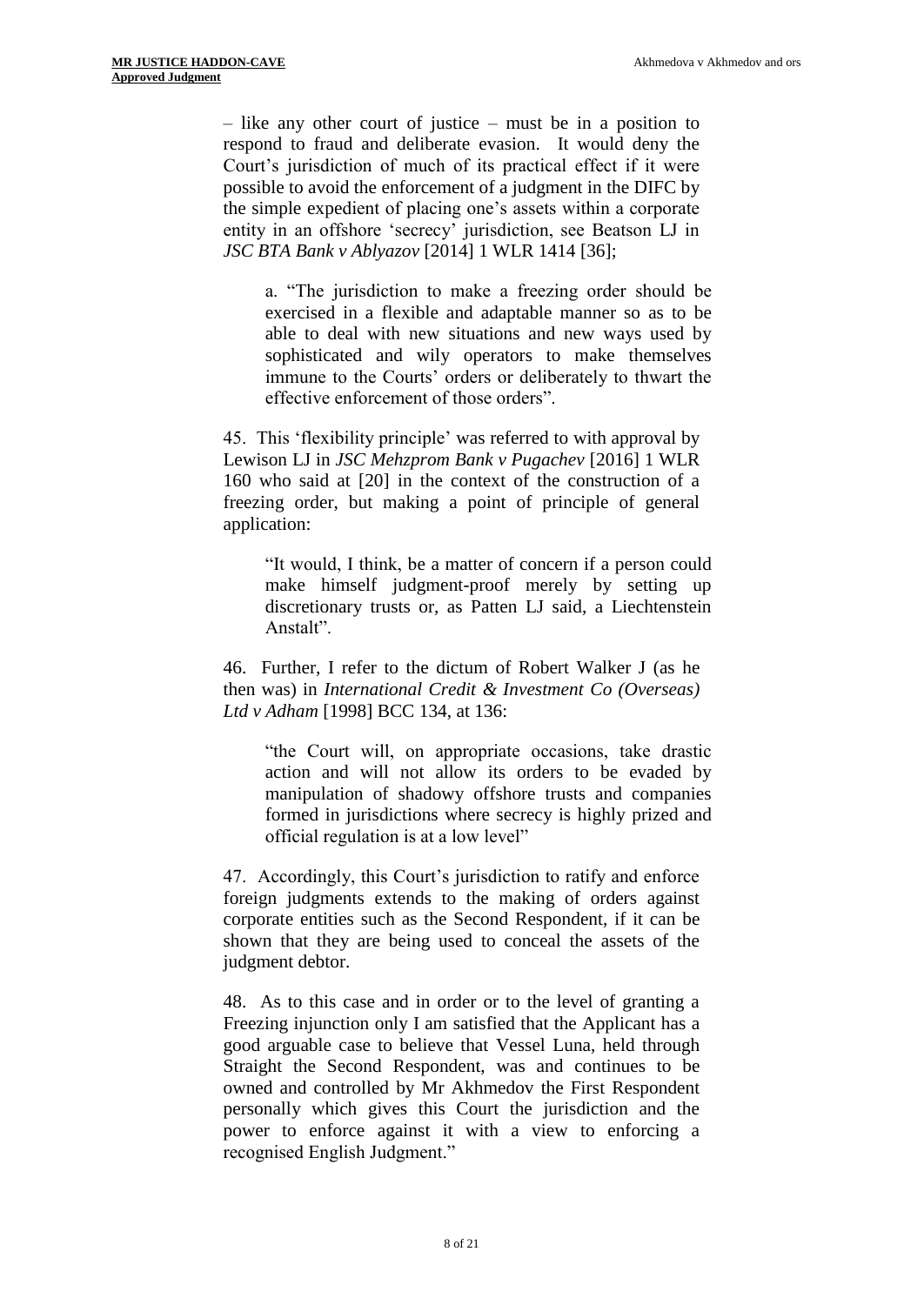– like any other court of justice – must be in a position to respond to fraud and deliberate evasion. It would deny the Court's jurisdiction of much of its practical effect if it were possible to avoid the enforcement of a judgment in the DIFC by the simple expedient of placing one's assets within a corporate entity in an offshore 'secrecy' jurisdiction, see Beatson LJ in *JSC BTA Bank v Ablyazov* [2014] 1 WLR 1414 [36];

> a. "The jurisdiction to make a freezing order should be exercised in a flexible and adaptable manner so as to be able to deal with new situations and new ways used by sophisticated and wily operators to make themselves immune to the Courts' orders or deliberately to thwart the effective enforcement of those orders".

45. This 'flexibility principle' was referred to with approval by Lewison LJ in *JSC Mehzprom Bank v Pugachev* [2016] 1 WLR 160 who said at [20] in the context of the construction of a freezing order, but making a point of principle of general application:

> "It would, I think, be a matter of concern if a person could make himself judgment-proof merely by setting up discretionary trusts or, as Patten LJ said, a Liechtenstein Anstalt".

46. Further, I refer to the dictum of Robert Walker J (as he then was) in *International Credit & Investment Co (Overseas) Ltd v Adham* [1998] BCC 134, at 136:

> "the Court will, on appropriate occasions, take drastic action and will not allow its orders to be evaded by manipulation of shadowy offshore trusts and companies formed in jurisdictions where secrecy is highly prized and official regulation is at a low level"

47. Accordingly, this Court's jurisdiction to ratify and enforce foreign judgments extends to the making of orders against corporate entities such as the Second Respondent, if it can be shown that they are being used to conceal the assets of the judgment debtor.

48. As to this case and in order or to the level of granting a Freezing injunction only I am satisfied that the Applicant has a good arguable case to believe that Vessel Luna, held through Straight the Second Respondent, was and continues to be owned and controlled by Mr Akhmedov the First Respondent personally which gives this Court the jurisdiction and the power to enforce against it with a view to enforcing a recognised English Judgment."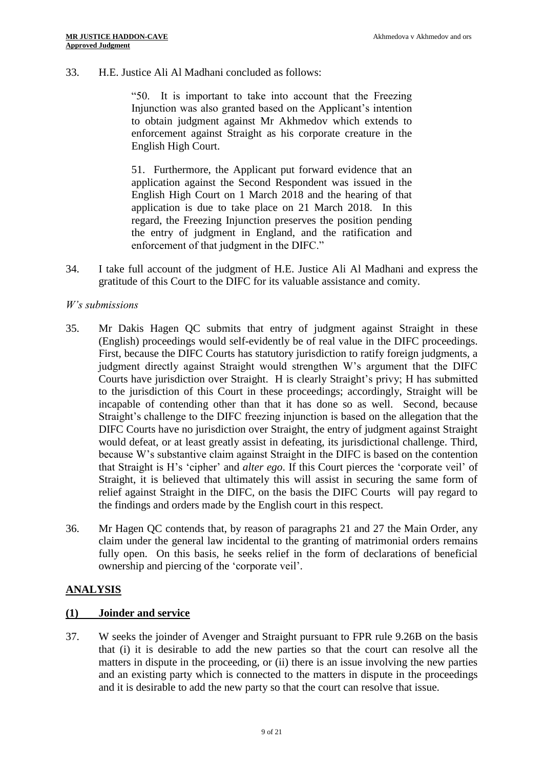33. H.E. Justice Ali Al Madhani concluded as follows:

> "50. It is important to take into account that the Freezing Injunction was also granted based on the Applicant's intention to obtain judgment against Mr Akhmedov which extends to enforcement against Straight as his corporate creature in the English High Court.
>
> 51. Furthermore, the Applicant put forward evidence that an application against the Second Respondent was issued in the English High Court on 1 March 2018 and the hearing of that application is due to take place on 21 March 2018. In this regard, the Freezing Injunction preserves the position pending the entry of judgment in England, and the ratification and enforcement of that judgment in the DIFC."

34. I take full account of the judgment of H.E. Justice Ali Al Madhani and express the gratitude of this Court to the DIFC for its valuable assistance and comity.

*W's submissions*

35. Mr Dakis Hagen QC submits that entry of judgment against Straight in these (English) proceedings would self-evidently be of real value in the DIFC proceedings. First, because the DIFC Courts has statutory jurisdiction to ratify foreign judgments, a judgment directly against Straight would strengthen W's argument that the DIFC Courts have jurisdiction over Straight. H is clearly Straight's privy; H has submitted to the jurisdiction of this Court in these proceedings; accordingly, Straight will be incapable of contending other than that it has done so as well. Second, because Straight's challenge to the DIFC freezing injunction is based on the allegation that the DIFC Courts have no jurisdiction over Straight, the entry of judgment against Straight would defeat, or at least greatly assist in defeating, its jurisdictional challenge. Third, because W's substantive claim against Straight in the DIFC is based on the contention that Straight is H's 'cipher' and *alter ego*. If this Court pierces the 'corporate veil' of Straight, it is believed that ultimately this will assist in securing the same form of relief against Straight in the DIFC, on the basis the DIFC Courts will pay regard to the findings and orders made by the English court in this respect.

36. Mr Hagen QC contends that, by reason of paragraphs 21 and 27 the Main Order, any claim under the general law incidental to the granting of matrimonial orders remains fully open. On this basis, he seeks relief in the form of declarations of beneficial ownership and piercing of the 'corporate veil'.

## ANALYSIS

### (1) Joinder and service

37. W seeks the joinder of Avenger and Straight pursuant to FPR rule 9.26B on the basis that (i) it is desirable to add the new parties so that the court can resolve all the matters in dispute in the proceeding, or (ii) there is an issue involving the new parties and an existing party which is connected to the matters in dispute in the proceedings and it is desirable to add the new party so that the court can resolve that issue.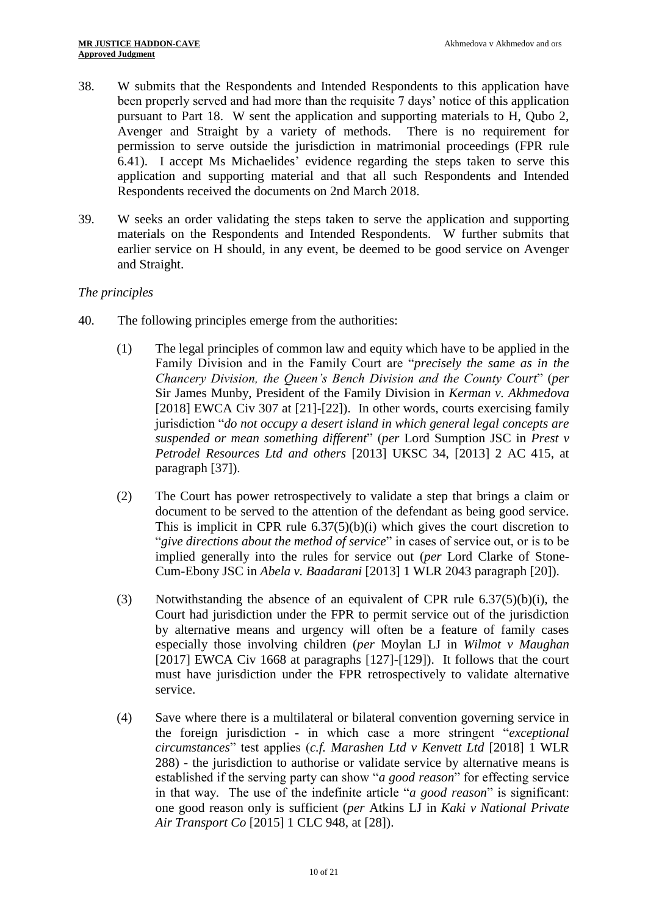38. W submits that the Respondents and Intended Respondents to this application have been properly served and had more than the requisite 7 days' notice of this application pursuant to Part 18. W sent the application and supporting materials to H, Qubo 2, Avenger and Straight by a variety of methods. There is no requirement for permission to serve outside the jurisdiction in matrimonial proceedings (FPR rule 6.41). I accept Ms Michaelides' evidence regarding the steps taken to serve this application and supporting material and that all such Respondents and Intended Respondents received the documents on 2nd March 2018.

39. W seeks an order validating the steps taken to serve the application and supporting materials on the Respondents and Intended Respondents. W further submits that earlier service on H should, in any event, be deemed to be good service on Avenger and Straight.

*The principles*

40. The following principles emerge from the authorities:

 (1) The legal principles of common law and equity which have to be applied in the Family Division and in the Family Court are "*precisely the same as in the Chancery Division, the Queen's Bench Division and the County Court*" (*per* Sir James Munby, President of the Family Division in *Kerman v. Akhmedova* [2018] EWCA Civ 307 at [21]-[22]). In other words, courts exercising family jurisdiction "*do not occupy a desert island in which general legal concepts are suspended or mean something different*" (*per* Lord Sumption JSC in *Prest v Petrodel Resources Ltd and others* [2013] UKSC 34, [2013] 2 AC 415, at paragraph [37]).

 (2) The Court has power retrospectively to validate a step that brings a claim or document to be served to the attention of the defendant as being good service. This is implicit in CPR rule 6.37(5)(b)(i) which gives the court discretion to "*give directions about the method of service*" in cases of service out, or is to be implied generally into the rules for service out (*per* Lord Clarke of Stone-Cum-Ebony JSC in *Abela v. Baadarani* [2013] 1 WLR 2043 paragraph [20]).

 (3) Notwithstanding the absence of an equivalent of CPR rule 6.37(5)(b)(i), the Court had jurisdiction under the FPR to permit service out of the jurisdiction by alternative means and urgency will often be a feature of family cases especially those involving children (*per* Moylan LJ in *Wilmot v Maughan* [2017] EWCA Civ 1668 at paragraphs [127]-[129]). It follows that the court must have jurisdiction under the FPR retrospectively to validate alternative service.

 (4) Save where there is a multilateral or bilateral convention governing service in the foreign jurisdiction - in which case a more stringent "*exceptional circumstances*" test applies (*c.f. Marashen Ltd v Kenvett Ltd* [2018] 1 WLR 288) - the jurisdiction to authorise or validate service by alternative means is established if the serving party can show "*a good reason*" for effecting service in that way. The use of the indefinite article "*a good reason*" is significant: one good reason only is sufficient (*per* Atkins LJ in *Kaki v National Private Air Transport Co* [2015] 1 CLC 948, at [28]).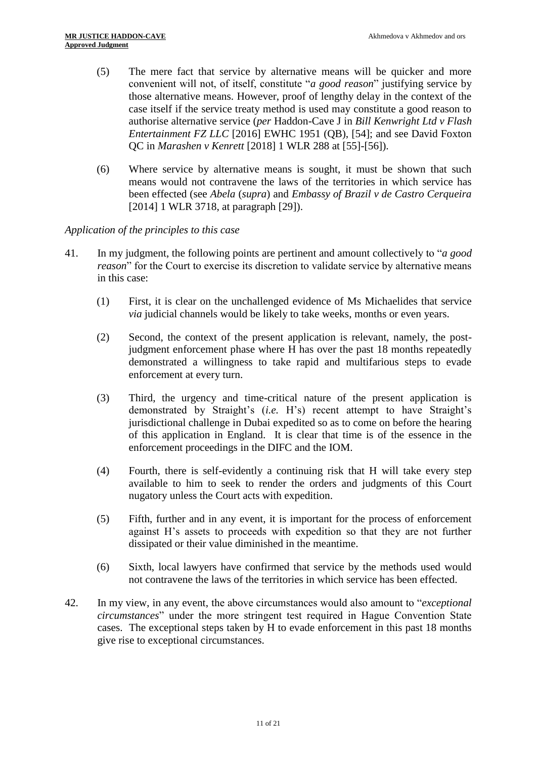(5) The mere fact that service by alternative means will be quicker and more convenient will not, of itself, constitute "*a good reason*" justifying service by those alternative means. However, proof of lengthy delay in the context of the case itself if the service treaty method is used may constitute a good reason to authorise alternative service (*per* Haddon-Cave J in *Bill Kenwright Ltd v Flash Entertainment FZ LLC* [2016] EWHC 1951 (QB), [54]; and see David Foxton QC in *Marashen v Kenrett* [2018] 1 WLR 288 at [55]-[56]).

(6) Where service by alternative means is sought, it must be shown that such means would not contravene the laws of the territories in which service has been effected (see *Abela* (*supra*) and *Embassy of Brazil v de Castro Cerqueira* [2014] 1 WLR 3718, at paragraph [29]).

*Application of the principles to this case*

41. In my judgment, the following points are pertinent and amount collectively to "*a good reason*" for the Court to exercise its discretion to validate service by alternative means in this case:

(1) First, it is clear on the unchallenged evidence of Ms Michaelides that service *via* judicial channels would be likely to take weeks, months or even years.

(2) Second, the context of the present application is relevant, namely, the post-judgment enforcement phase where H has over the past 18 months repeatedly demonstrated a willingness to take rapid and multifarious steps to evade enforcement at every turn.

(3) Third, the urgency and time-critical nature of the present application is demonstrated by Straight's (*i.e.* H's) recent attempt to have Straight's jurisdictional challenge in Dubai expedited so as to come on before the hearing of this application in England. It is clear that time is of the essence in the enforcement proceedings in the DIFC and the IOM.

(4) Fourth, there is self-evidently a continuing risk that H will take every step available to him to seek to render the orders and judgments of this Court nugatory unless the Court acts with expedition.

(5) Fifth, further and in any event, it is important for the process of enforcement against H's assets to proceeds with expedition so that they are not further dissipated or their value diminished in the meantime.

(6) Sixth, local lawyers have confirmed that service by the methods used would not contravene the laws of the territories in which service has been effected.

42. In my view, in any event, the above circumstances would also amount to "*exceptional circumstances*" under the more stringent test required in Hague Convention State cases. The exceptional steps taken by H to evade enforcement in this past 18 months give rise to exceptional circumstances.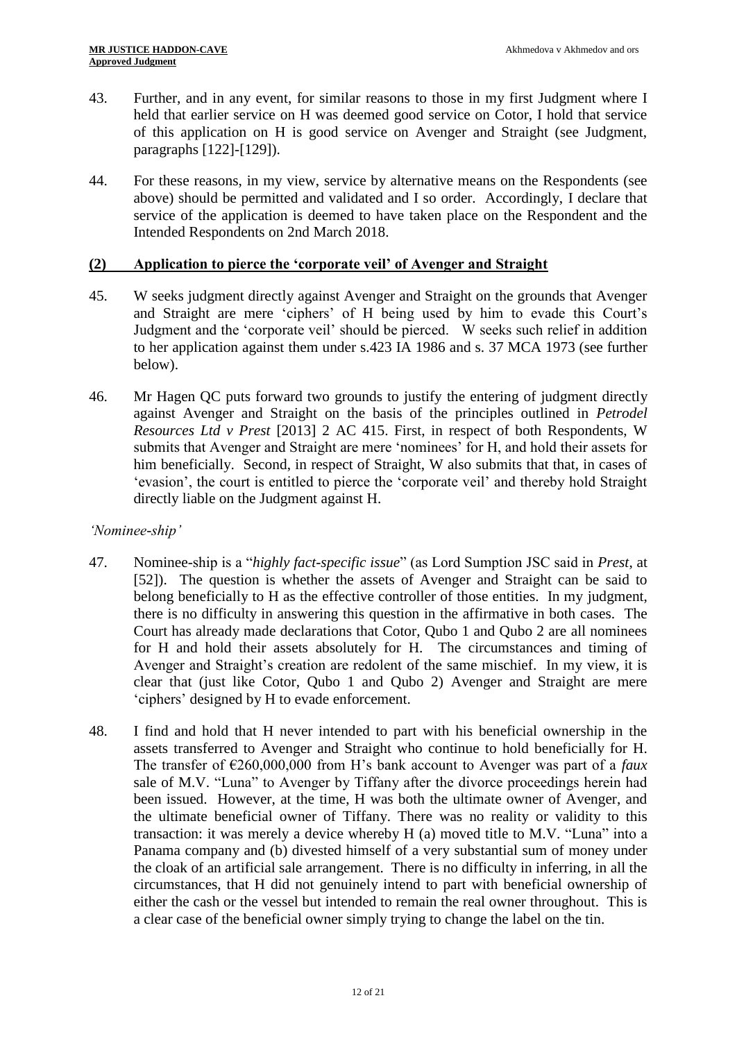43. Further, and in any event, for similar reasons to those in my first Judgment where I held that earlier service on H was deemed good service on Cotor, I hold that service of this application on H is good service on Avenger and Straight (see Judgment, paragraphs [122]-[129]).

44. For these reasons, in my view, service by alternative means on the Respondents (see above) should be permitted and validated and I so order. Accordingly, I declare that service of the application is deemed to have taken place on the Respondent and the Intended Respondents on 2nd March 2018.

## (2) Application to pierce the 'corporate veil' of Avenger and Straight

45. W seeks judgment directly against Avenger and Straight on the grounds that Avenger and Straight are mere 'ciphers' of H being used by him to evade this Court's Judgment and the 'corporate veil' should be pierced. W seeks such relief in addition to her application against them under s.423 IA 1986 and s. 37 MCA 1973 (see further below).

46. Mr Hagen QC puts forward two grounds to justify the entering of judgment directly against Avenger and Straight on the basis of the principles outlined in *Petrodel Resources Ltd v Prest* [2013] 2 AC 415. First, in respect of both Respondents, W submits that Avenger and Straight are mere 'nominees' for H, and hold their assets for him beneficially. Second, in respect of Straight, W also submits that that, in cases of 'evasion', the court is entitled to pierce the 'corporate veil' and thereby hold Straight directly liable on the Judgment against H.

*'Nominee-ship'*

47. Nominee-ship is a "*highly fact-specific issue*" (as Lord Sumption JSC said in *Prest*, at [52]). The question is whether the assets of Avenger and Straight can be said to belong beneficially to H as the effective controller of those entities. In my judgment, there is no difficulty in answering this question in the affirmative in both cases. The Court has already made declarations that Cotor, Qubo 1 and Qubo 2 are all nominees for H and hold their assets absolutely for H. The circumstances and timing of Avenger and Straight's creation are redolent of the same mischief. In my view, it is clear that (just like Cotor, Qubo 1 and Qubo 2) Avenger and Straight are mere 'ciphers' designed by H to evade enforcement.

48. I find and hold that H never intended to part with his beneficial ownership in the assets transferred to Avenger and Straight who continue to hold beneficially for H. The transfer of €260,000,000 from H's bank account to Avenger was part of a *faux* sale of M.V. "Luna" to Avenger by Tiffany after the divorce proceedings herein had been issued. However, at the time, H was both the ultimate owner of Avenger, and the ultimate beneficial owner of Tiffany. There was no reality or validity to this transaction: it was merely a device whereby H (a) moved title to M.V. "Luna" into a Panama company and (b) divested himself of a very substantial sum of money under the cloak of an artificial sale arrangement. There is no difficulty in inferring, in all the circumstances, that H did not genuinely intend to part with beneficial ownership of either the cash or the vessel but intended to remain the real owner throughout. This is a clear case of the beneficial owner simply trying to change the label on the tin.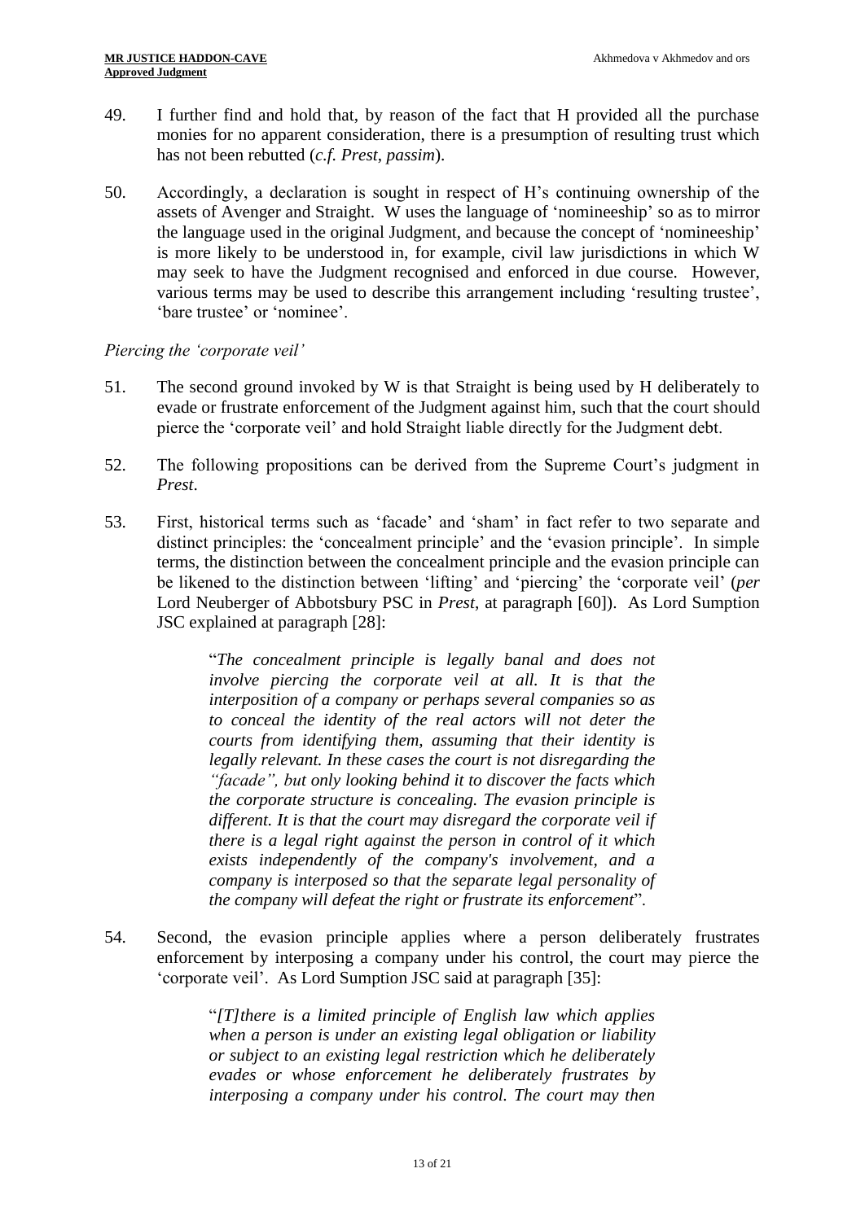49. I further find and hold that, by reason of the fact that H provided all the purchase monies for no apparent consideration, there is a presumption of resulting trust which has not been rebutted (*c.f. Prest*, *passim*).

50. Accordingly, a declaration is sought in respect of H's continuing ownership of the assets of Avenger and Straight. W uses the language of 'nomineeship' so as to mirror the language used in the original Judgment, and because the concept of 'nomineeship' is more likely to be understood in, for example, civil law jurisdictions in which W may seek to have the Judgment recognised and enforced in due course. However, various terms may be used to describe this arrangement including 'resulting trustee', 'bare trustee' or 'nominee'.

*Piercing the 'corporate veil'*

51. The second ground invoked by W is that Straight is being used by H deliberately to evade or frustrate enforcement of the Judgment against him, such that the court should pierce the 'corporate veil' and hold Straight liable directly for the Judgment debt.

52. The following propositions can be derived from the Supreme Court's judgment in *Prest*.

53. First, historical terms such as 'facade' and 'sham' in fact refer to two separate and distinct principles: the 'concealment principle' and the 'evasion principle'. In simple terms, the distinction between the concealment principle and the evasion principle can be likened to the distinction between 'lifting' and 'piercing' the 'corporate veil' (*per* Lord Neuberger of Abbotsbury PSC in *Prest*, at paragraph [60]). As Lord Sumption JSC explained at paragraph [28]:

> "*The concealment principle is legally banal and does not involve piercing the corporate veil at all. It is that the interposition of a company or perhaps several companies so as to conceal the identity of the real actors will not deter the courts from identifying them, assuming that their identity is legally relevant. In these cases the court is not disregarding the "facade", but only looking behind it to discover the facts which the corporate structure is concealing. The evasion principle is different. It is that the court may disregard the corporate veil if there is a legal right against the person in control of it which exists independently of the company's involvement, and a company is interposed so that the separate legal personality of the company will defeat the right or frustrate its enforcement*".

54. Second, the evasion principle applies where a person deliberately frustrates enforcement by interposing a company under his control, the court may pierce the 'corporate veil'. As Lord Sumption JSC said at paragraph [35]:

> "*[T]there is a limited principle of English law which applies when a person is under an existing legal obligation or liability or subject to an existing legal restriction which he deliberately evades or whose enforcement he deliberately frustrates by interposing a company under his control. The court may then*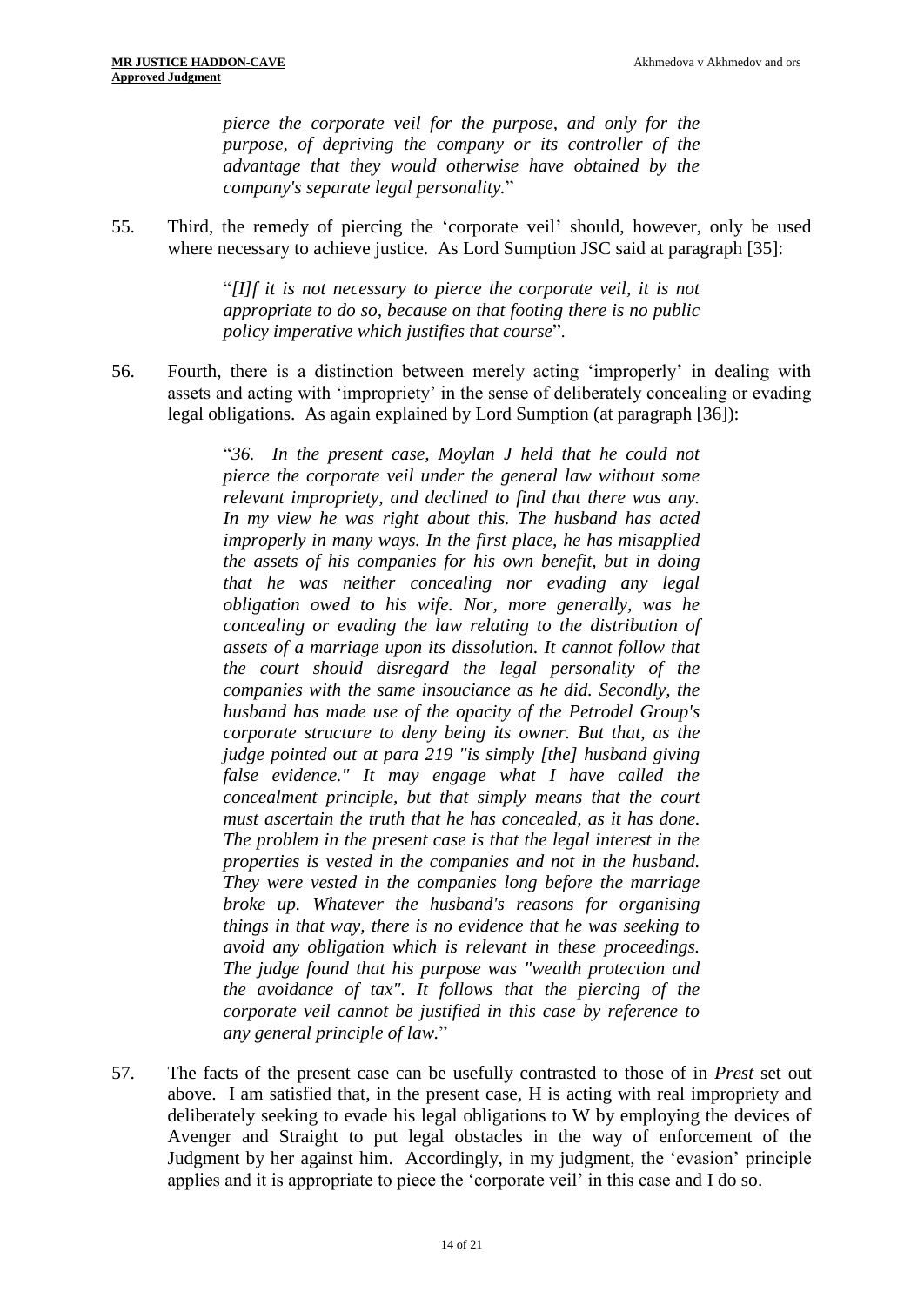*pierce the corporate veil for the purpose, and only for the purpose, of depriving the company or its controller of the advantage that they would otherwise have obtained by the company's separate legal personality.*"

55. Third, the remedy of piercing the 'corporate veil' should, however, only be used where necessary to achieve justice. As Lord Sumption JSC said at paragraph [35]:

> "*[I]f it is not necessary to pierce the corporate veil, it is not appropriate to do so, because on that footing there is no public policy imperative which justifies that course*".

56. Fourth, there is a distinction between merely acting 'improperly' in dealing with assets and acting with 'impropriety' in the sense of deliberately concealing or evading legal obligations. As again explained by Lord Sumption (at paragraph [36]):

> "*36. In the present case, Moylan J held that he could not pierce the corporate veil under the general law without some relevant impropriety, and declined to find that there was any. In my view he was right about this. The husband has acted improperly in many ways. In the first place, he has misapplied the assets of his companies for his own benefit, but in doing that he was neither concealing nor evading any legal obligation owed to his wife. Nor, more generally, was he concealing or evading the law relating to the distribution of assets of a marriage upon its dissolution. It cannot follow that the court should disregard the legal personality of the companies with the same insouciance as he did. Secondly, the husband has made use of the opacity of the Petrodel Group's corporate structure to deny being its owner. But that, as the judge pointed out at para 219 "is simply [the] husband giving false evidence." It may engage what I have called the concealment principle, but that simply means that the court must ascertain the truth that he has concealed, as it has done. The problem in the present case is that the legal interest in the properties is vested in the companies and not in the husband. They were vested in the companies long before the marriage broke up. Whatever the husband's reasons for organising things in that way, there is no evidence that he was seeking to avoid any obligation which is relevant in these proceedings. The judge found that his purpose was "wealth protection and the avoidance of tax". It follows that the piercing of the corporate veil cannot be justified in this case by reference to any general principle of law.*"

57. The facts of the present case can be usefully contrasted to those of in *Prest* set out above. I am satisfied that, in the present case, H is acting with real impropriety and deliberately seeking to evade his legal obligations to W by employing the devices of Avenger and Straight to put legal obstacles in the way of enforcement of the Judgment by her against him. Accordingly, in my judgment, the 'evasion' principle applies and it is appropriate to piece the 'corporate veil' in this case and I do so.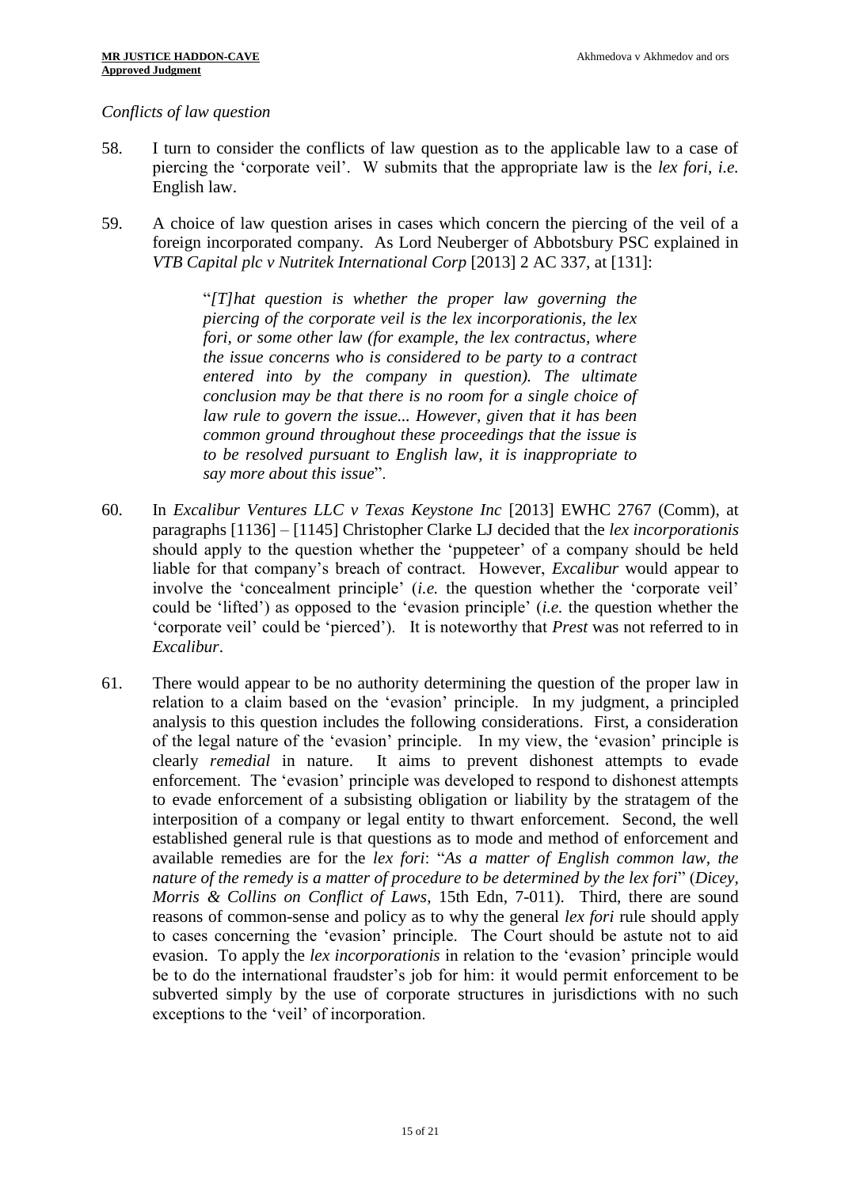*Conflicts of law question*

58. I turn to consider the conflicts of law question as to the applicable law to a case of piercing the 'corporate veil'. W submits that the appropriate law is the *lex fori*, *i.e.* English law.

59. A choice of law question arises in cases which concern the piercing of the veil of a foreign incorporated company. As Lord Neuberger of Abbotsbury PSC explained in *VTB Capital plc v Nutritek International Corp* [2013] 2 AC 337, at [131]:

> "*[T]hat question is whether the proper law governing the piercing of the corporate veil is the lex incorporationis, the lex fori, or some other law (for example, the lex contractus, where the issue concerns who is considered to be party to a contract entered into by the company in question). The ultimate conclusion may be that there is no room for a single choice of law rule to govern the issue... However, given that it has been common ground throughout these proceedings that the issue is to be resolved pursuant to English law, it is inappropriate to say more about this issue*".

60. In *Excalibur Ventures LLC v Texas Keystone Inc* [2013] EWHC 2767 (Comm), at paragraphs [1136] – [1145] Christopher Clarke LJ decided that the *lex incorporationis* should apply to the question whether the 'puppeteer' of a company should be held liable for that company's breach of contract. However, *Excalibur* would appear to involve the 'concealment principle' (*i.e.* the question whether the 'corporate veil' could be 'lifted') as opposed to the 'evasion principle' (*i.e.* the question whether the 'corporate veil' could be 'pierced'). It is noteworthy that *Prest* was not referred to in *Excalibur*.

61. There would appear to be no authority determining the question of the proper law in relation to a claim based on the 'evasion' principle. In my judgment, a principled analysis to this question includes the following considerations. First, a consideration of the legal nature of the 'evasion' principle. In my view, the 'evasion' principle is clearly *remedial* in nature. It aims to prevent dishonest attempts to evade enforcement. The 'evasion' principle was developed to respond to dishonest attempts to evade enforcement of a subsisting obligation or liability by the stratagem of the interposition of a company or legal entity to thwart enforcement. Second, the well established general rule is that questions as to mode and method of enforcement and available remedies are for the *lex fori*: "*As a matter of English common law, the nature of the remedy is a matter of procedure to be determined by the lex fori*" (*Dicey, Morris & Collins on Conflict of Laws*, 15th Edn, 7-011). Third, there are sound reasons of common-sense and policy as to why the general *lex fori* rule should apply to cases concerning the 'evasion' principle. The Court should be astute not to aid evasion. To apply the *lex incorporationis* in relation to the 'evasion' principle would be to do the international fraudster's job for him: it would permit enforcement to be subverted simply by the use of corporate structures in jurisdictions with no such exceptions to the 'veil' of incorporation.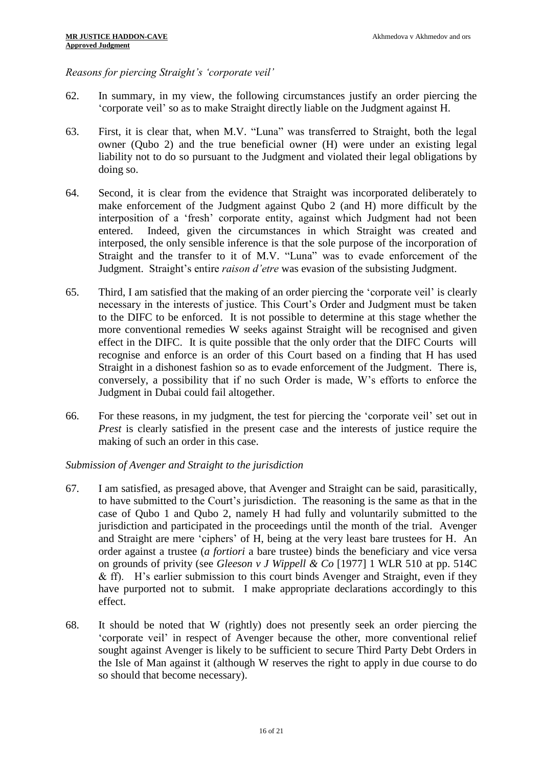*Reasons for piercing Straight's 'corporate veil'*

62. In summary, in my view, the following circumstances justify an order piercing the 'corporate veil' so as to make Straight directly liable on the Judgment against H.

63. First, it is clear that, when M.V. "Luna" was transferred to Straight, both the legal owner (Qubo 2) and the true beneficial owner (H) were under an existing legal liability not to do so pursuant to the Judgment and violated their legal obligations by doing so.

64. Second, it is clear from the evidence that Straight was incorporated deliberately to make enforcement of the Judgment against Qubo 2 (and H) more difficult by the interposition of a 'fresh' corporate entity, against which Judgment had not been entered. Indeed, given the circumstances in which Straight was created and interposed, the only sensible inference is that the sole purpose of the incorporation of Straight and the transfer to it of M.V. "Luna" was to evade enforcement of the Judgment. Straight's entire *raison d'etre* was evasion of the subsisting Judgment.

65. Third, I am satisfied that the making of an order piercing the 'corporate veil' is clearly necessary in the interests of justice. This Court's Order and Judgment must be taken to the DIFC to be enforced. It is not possible to determine at this stage whether the more conventional remedies W seeks against Straight will be recognised and given effect in the DIFC. It is quite possible that the only order that the DIFC Courts will recognise and enforce is an order of this Court based on a finding that H has used Straight in a dishonest fashion so as to evade enforcement of the Judgment. There is, conversely, a possibility that if no such Order is made, W's efforts to enforce the Judgment in Dubai could fail altogether.

66. For these reasons, in my judgment, the test for piercing the 'corporate veil' set out in *Prest* is clearly satisfied in the present case and the interests of justice require the making of such an order in this case.

*Submission of Avenger and Straight to the jurisdiction*

67. I am satisfied, as presaged above, that Avenger and Straight can be said, parasitically, to have submitted to the Court's jurisdiction. The reasoning is the same as that in the case of Qubo 1 and Qubo 2, namely H had fully and voluntarily submitted to the jurisdiction and participated in the proceedings until the month of the trial. Avenger and Straight are mere 'ciphers' of H, being at the very least bare trustees for H. An order against a trustee (*a fortiori* a bare trustee) binds the beneficiary and vice versa on grounds of privity (see *Gleeson v J Wippell & Co* [1977] 1 WLR 510 at pp. 514C & ff). H's earlier submission to this court binds Avenger and Straight, even if they have purported not to submit. I make appropriate declarations accordingly to this effect.

68. It should be noted that W (rightly) does not presently seek an order piercing the 'corporate veil' in respect of Avenger because the other, more conventional relief sought against Avenger is likely to be sufficient to secure Third Party Debt Orders in the Isle of Man against it (although W reserves the right to apply in due course to do so should that become necessary).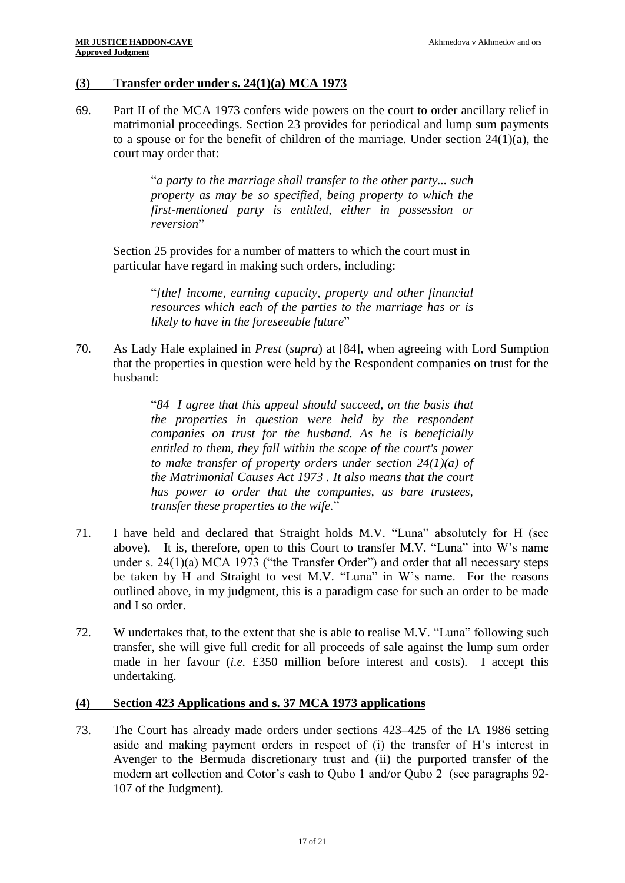## (3) Transfer order under s. 24(1)(a) MCA 1973

69. Part II of the MCA 1973 confers wide powers on the court to order ancillary relief in matrimonial proceedings. Section 23 provides for periodical and lump sum payments to a spouse or for the benefit of children of the marriage. Under section 24(1)(a), the court may order that:

> "*a party to the marriage shall transfer to the other party... such property as may be so specified, being property to which the first-mentioned party is entitled, either in possession or reversion*"

Section 25 provides for a number of matters to which the court must in particular have regard in making such orders, including:

> "*[the] income, earning capacity, property and other financial resources which each of the parties to the marriage has or is likely to have in the foreseeable future*"

70. As Lady Hale explained in *Prest* (*supra*) at [84], when agreeing with Lord Sumption that the properties in question were held by the Respondent companies on trust for the husband:

> "*84 I agree that this appeal should succeed, on the basis that the properties in question were held by the respondent companies on trust for the husband. As he is beneficially entitled to them, they fall within the scope of the court's power to make transfer of property orders under section 24(1)(a) of the Matrimonial Causes Act 1973 . It also means that the court has power to order that the companies, as bare trustees, transfer these properties to the wife.*"

71. I have held and declared that Straight holds M.V. "Luna" absolutely for H (see above). It is, therefore, open to this Court to transfer M.V. "Luna" into W's name under s. 24(1)(a) MCA 1973 ("the Transfer Order") and order that all necessary steps be taken by H and Straight to vest M.V. "Luna" in W's name. For the reasons outlined above, in my judgment, this is a paradigm case for such an order to be made and I so order.

72. W undertakes that, to the extent that she is able to realise M.V. "Luna" following such transfer, she will give full credit for all proceeds of sale against the lump sum order made in her favour (*i.e.* £350 million before interest and costs). I accept this undertaking.

## (4) Section 423 Applications and s. 37 MCA 1973 applications

73. The Court has already made orders under sections 423–425 of the IA 1986 setting aside and making payment orders in respect of (i) the transfer of H's interest in Avenger to the Bermuda discretionary trust and (ii) the purported transfer of the modern art collection and Cotor's cash to Qubo 1 and/or Qubo 2 (see paragraphs 92-107 of the Judgment).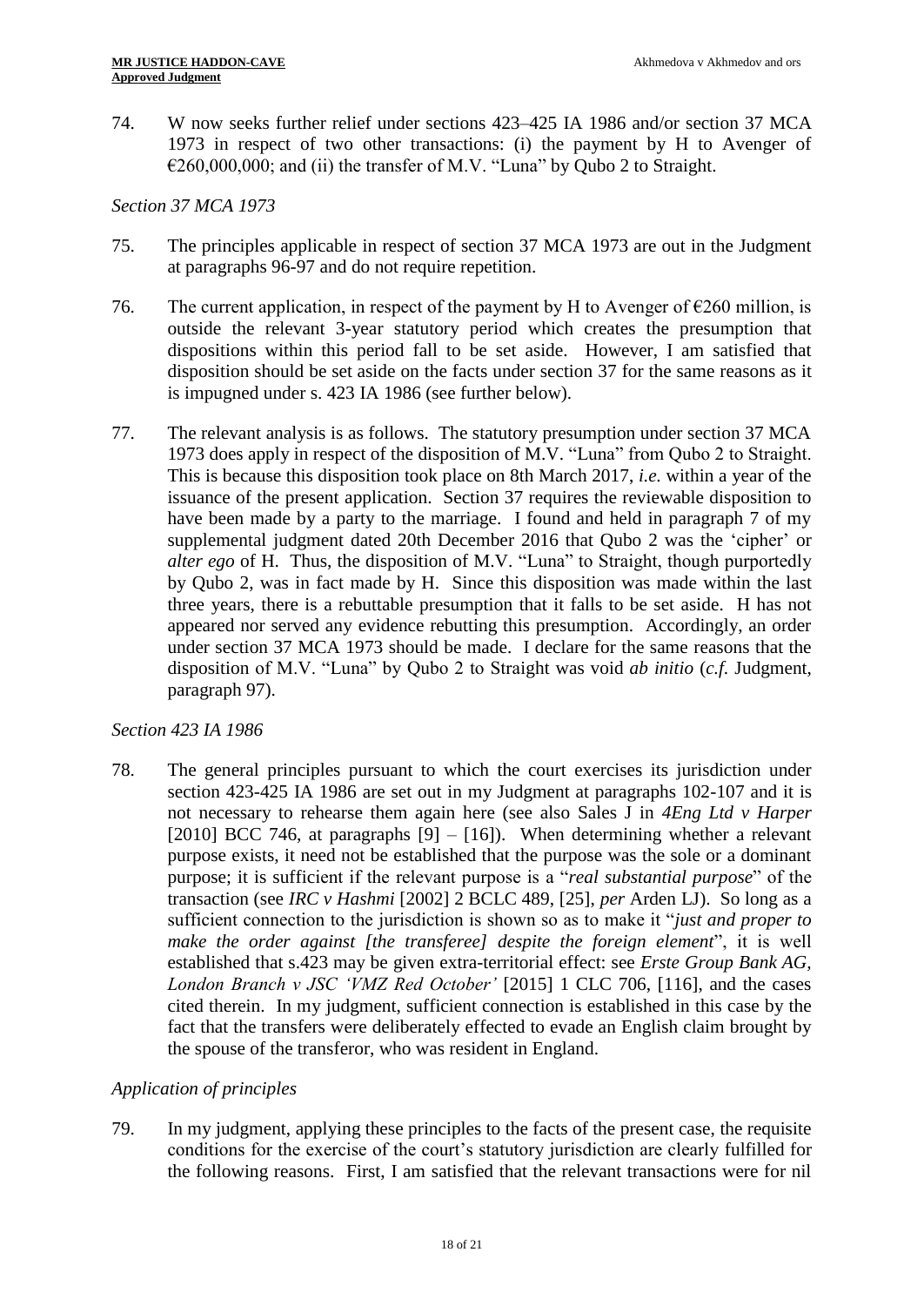74. W now seeks further relief under sections 423–425 IA 1986 and/or section 37 MCA 1973 in respect of two other transactions: (i) the payment by H to Avenger of €260,000,000; and (ii) the transfer of M.V. "Luna" by Qubo 2 to Straight.

*Section 37 MCA 1973*

75. The principles applicable in respect of section 37 MCA 1973 are out in the Judgment at paragraphs 96-97 and do not require repetition.

76. The current application, in respect of the payment by H to Avenger of €260 million, is outside the relevant 3-year statutory period which creates the presumption that dispositions within this period fall to be set aside. However, I am satisfied that disposition should be set aside on the facts under section 37 for the same reasons as it is impugned under s. 423 IA 1986 (see further below).

77. The relevant analysis is as follows. The statutory presumption under section 37 MCA 1973 does apply in respect of the disposition of M.V. "Luna" from Qubo 2 to Straight. This is because this disposition took place on 8th March 2017, *i.e.* within a year of the issuance of the present application. Section 37 requires the reviewable disposition to have been made by a party to the marriage. I found and held in paragraph 7 of my supplemental judgment dated 20th December 2016 that Qubo 2 was the 'cipher' or *alter ego* of H. Thus, the disposition of M.V. "Luna" to Straight, though purportedly by Qubo 2, was in fact made by H. Since this disposition was made within the last three years, there is a rebuttable presumption that it falls to be set aside. H has not appeared nor served any evidence rebutting this presumption. Accordingly, an order under section 37 MCA 1973 should be made. I declare for the same reasons that the disposition of M.V. "Luna" by Qubo 2 to Straight was void *ab initio* (*c.f.* Judgment, paragraph 97).

*Section 423 IA 1986*

78. The general principles pursuant to which the court exercises its jurisdiction under section 423-425 IA 1986 are set out in my Judgment at paragraphs 102-107 and it is not necessary to rehearse them again here (see also Sales J in *4Eng Ltd v Harper* [2010] BCC 746, at paragraphs [9] – [16]). When determining whether a relevant purpose exists, it need not be established that the purpose was the sole or a dominant purpose; it is sufficient if the relevant purpose is a "*real substantial purpose*" of the transaction (see *IRC v Hashmi* [2002] 2 BCLC 489, [25], *per* Arden LJ). So long as a sufficient connection to the jurisdiction is shown so as to make it "*just and proper to make the order against [the transferee] despite the foreign element*", it is well established that s.423 may be given extra-territorial effect: see *Erste Group Bank AG, London Branch v JSC 'VMZ Red October'* [2015] 1 CLC 706, [116], and the cases cited therein. In my judgment, sufficient connection is established in this case by the fact that the transfers were deliberately effected to evade an English claim brought by the spouse of the transferor, who was resident in England.

*Application of principles*

79. In my judgment, applying these principles to the facts of the present case, the requisite conditions for the exercise of the court's statutory jurisdiction are clearly fulfilled for the following reasons. First, I am satisfied that the relevant transactions were for nil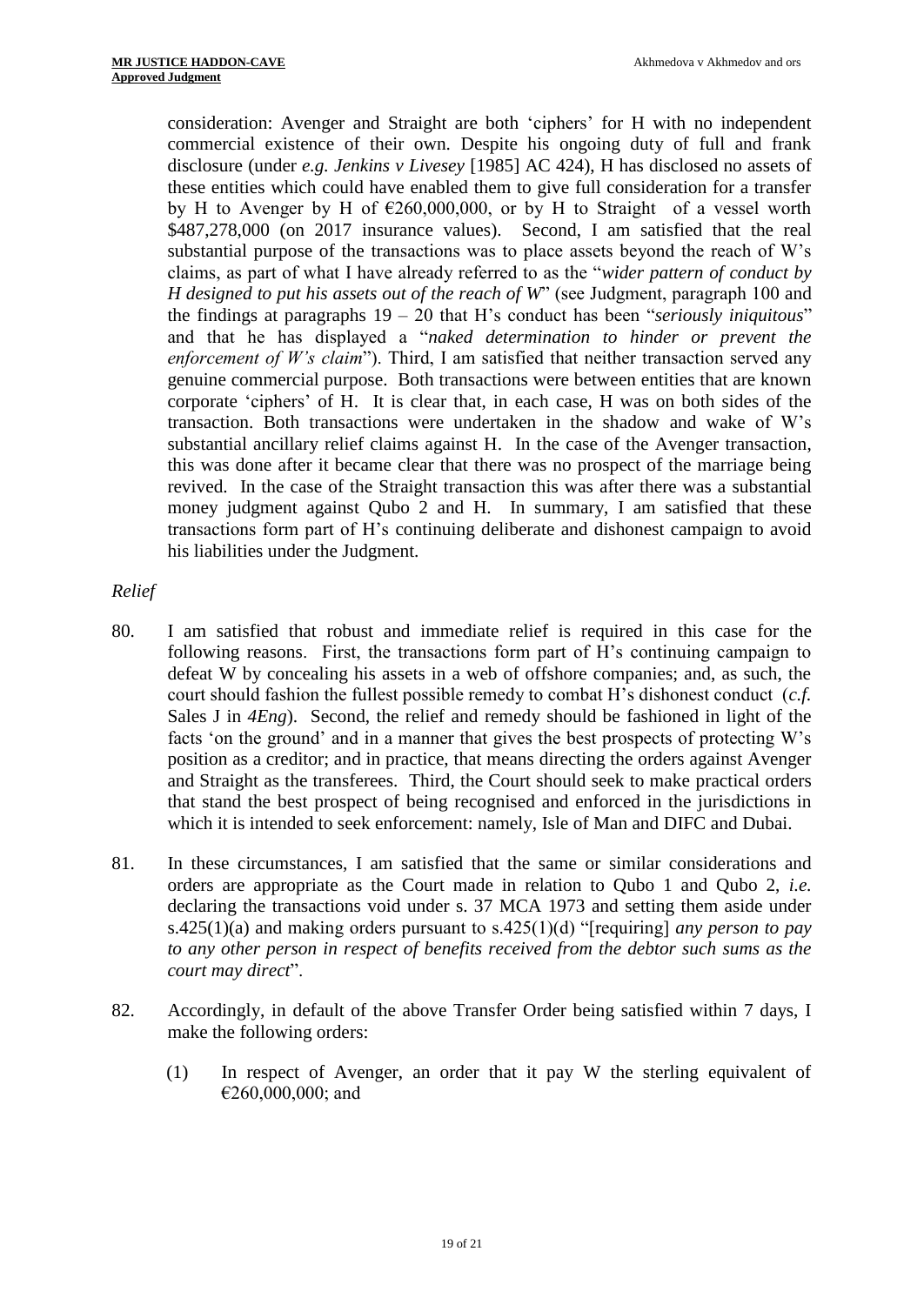consideration: Avenger and Straight are both 'ciphers' for H with no independent commercial existence of their own. Despite his ongoing duty of full and frank disclosure (under *e.g. Jenkins v Livesey* [1985] AC 424), H has disclosed no assets of these entities which could have enabled them to give full consideration for a transfer by H to Avenger by H of €260,000,000, or by H to Straight of a vessel worth \$487,278,000 (on 2017 insurance values). Second, I am satisfied that the real substantial purpose of the transactions was to place assets beyond the reach of W's claims, as part of what I have already referred to as the "*wider pattern of conduct by H designed to put his assets out of the reach of W*" (see Judgment, paragraph 100 and the findings at paragraphs 19 – 20 that H's conduct has been "*seriously iniquitous*" and that he has displayed a "*naked determination to hinder or prevent the enforcement of W's claim*"). Third, I am satisfied that neither transaction served any genuine commercial purpose. Both transactions were between entities that are known corporate 'ciphers' of H. It is clear that, in each case, H was on both sides of the transaction. Both transactions were undertaken in the shadow and wake of W's substantial ancillary relief claims against H. In the case of the Avenger transaction, this was done after it became clear that there was no prospect of the marriage being revived. In the case of the Straight transaction this was after there was a substantial money judgment against Qubo 2 and H. In summary, I am satisfied that these transactions form part of H's continuing deliberate and dishonest campaign to avoid his liabilities under the Judgment.

*Relief*

80. I am satisfied that robust and immediate relief is required in this case for the following reasons. First, the transactions form part of H's continuing campaign to defeat W by concealing his assets in a web of offshore companies; and, as such, the court should fashion the fullest possible remedy to combat H's dishonest conduct (*c.f.* Sales J in *4Eng*). Second, the relief and remedy should be fashioned in light of the facts 'on the ground' and in a manner that gives the best prospects of protecting W's position as a creditor; and in practice, that means directing the orders against Avenger and Straight as the transferees. Third, the Court should seek to make practical orders that stand the best prospect of being recognised and enforced in the jurisdictions in which it is intended to seek enforcement: namely, Isle of Man and DIFC and Dubai.

81. In these circumstances, I am satisfied that the same or similar considerations and orders are appropriate as the Court made in relation to Qubo 1 and Qubo 2, *i.e.* declaring the transactions void under s. 37 MCA 1973 and setting them aside under s.425(1)(a) and making orders pursuant to s.425(1)(d) "[requiring] *any person to pay to any other person in respect of benefits received from the debtor such sums as the court may direct*".

82. Accordingly, in default of the above Transfer Order being satisfied within 7 days, I make the following orders:

    (1) In respect of Avenger, an order that it pay W the sterling equivalent of €260,000,000; and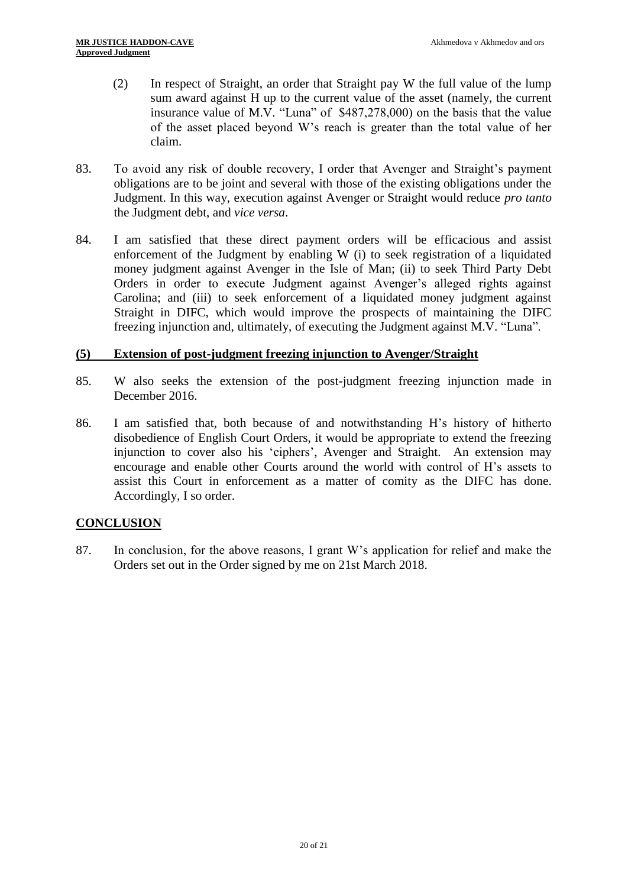(2) In respect of Straight, an order that Straight pay W the full value of the lump sum award against H up to the current value of the asset (namely, the current insurance value of M.V. "Luna" of $487,278,000) on the basis that the value of the asset placed beyond W's reach is greater than the total value of her claim.

83. To avoid any risk of double recovery, I order that Avenger and Straight's payment obligations are to be joint and several with those of the existing obligations under the Judgment. In this way, execution against Avenger or Straight would reduce *pro tanto* the Judgment debt, and *vice versa*.

84. I am satisfied that these direct payment orders will be efficacious and assist enforcement of the Judgment by enabling W (i) to seek registration of a liquidated money judgment against Avenger in the Isle of Man; (ii) to seek Third Party Debt Orders in order to execute Judgment against Avenger's alleged rights against Carolina; and (iii) to seek enforcement of a liquidated money judgment against Straight in DIFC, which would improve the prospects of maintaining the DIFC freezing injunction and, ultimately, of executing the Judgment against M.V. "Luna".

### (5) Extension of post-judgment freezing injunction to Avenger/Straight

85. W also seeks the extension of the post-judgment freezing injunction made in December 2016.

86. I am satisfied that, both because of and notwithstanding H's history of hitherto disobedience of English Court Orders, it would be appropriate to extend the freezing injunction to cover also his 'ciphers', Avenger and Straight. An extension may encourage and enable other Courts around the world with control of H's assets to assist this Court in enforcement as a matter of comity as the DIFC has done. Accordingly, I so order.

## CONCLUSION

87. In conclusion, for the above reasons, I grant W's application for relief and make the Orders set out in the Order signed by me on 21st March 2018.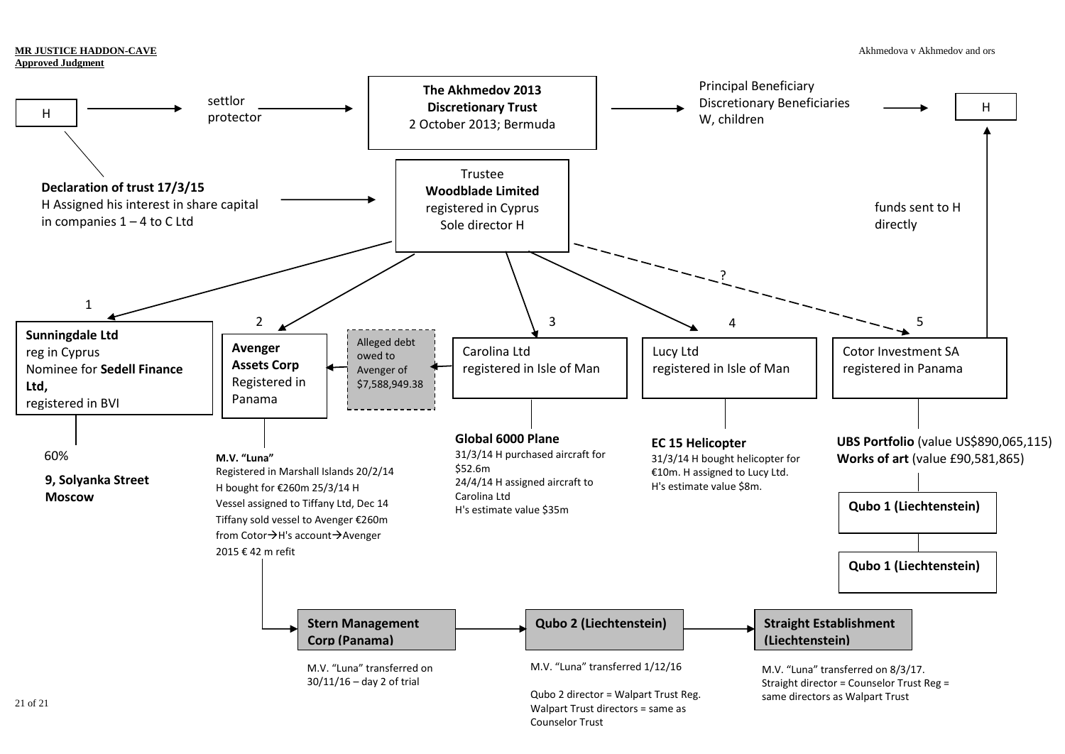H → settlor, protector → **The Akhmedov 2013 Discretionary Trust** 2 October 2013; Bermuda → Principal Beneficiary, Discretionary Beneficiaries W, children → H

**Declaration of trust 17/3/15**
H Assigned his interest in share capital in companies 1 – 4 to C Ltd

Trustee
**Woodblade Limited**
registered in Cyprus
Sole director H

funds sent to H directly

?

1

**Sunningdale Ltd**
reg in Cyprus
Nominee for **Sedell Finance Ltd,**
registered in BVI

60%

**9, Solyanka Street Moscow**

2

**Avenger Assets Corp**
Registered in Panama

Alleged debt owed to Avenger of $7,588,949.38

**M.V. "Luna"**
Registered in Marshall Islands 20/2/14
H bought for €260m 25/3/14 H
Vessel assigned to Tiffany Ltd, Dec 14
Tiffany sold vessel to Avenger €260m
from Cotor→H's account→Avenger
2015 € 42 m refit

3

Carolina Ltd
registered in Isle of Man

**Global 6000 Plane**
31/3/14 H purchased aircraft for $52.6m
24/4/14 H assigned aircraft to Carolina Ltd
H's estimate value $35m

4

Lucy Ltd
registered in Isle of Man

**EC 15 Helicopter**
31/3/14 H bought helicopter for €10m. H assigned to Lucy Ltd.
H's estimate value $8m.

5

Cotor Investment SA
registered in Panama

**UBS Portfolio** (value US$890,065,115)
**Works of art** (value £90,581,865)

**Qubo 1 (Liechtenstein)**

**Qubo 1 (Liechtenstein)**

**Stern Management Corp (Panama)** → **Qubo 2 (Liechtenstein)** → **Straight Establishment (Liechtenstein)**

M.V. "Luna" transferred on 30/11/16 – day 2 of trial

M.V. "Luna" transferred 1/12/16

Qubo 2 director = Walpart Trust Reg.
Walpart Trust directors = same as Counselor Trust

M.V. "Luna" transferred on 8/3/17.
Straight director = Counselor Trust Reg = same directors as Walpart Trust